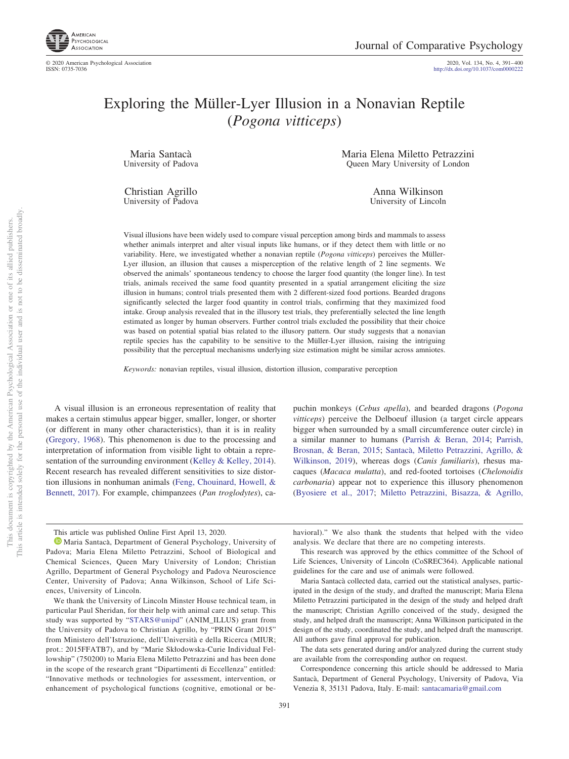# Exploring the Müller-Lyer Illusion in a Nonavian Reptile (*Pogona vitticeps*)

Maria Santacà
University of Padova

Maria Elena Miletto Petrazzini
Queen Mary University of London

Christian Agrillo
University of Padova

Anna Wilkinson
University of Lincoln

Visual illusions have been widely used to compare visual perception among birds and mammals to assess whether animals interpret and alter visual inputs like humans, or if they detect them with little or no variability. Here, we investigated whether a nonavian reptile (*Pogona vitticeps*) perceives the Müller-Lyer illusion, an illusion that causes a misperception of the relative length of 2 line segments. We observed the animals' spontaneous tendency to choose the larger food quantity (the longer line). In test trials, animals received the same food quantity presented in a spatial arrangement eliciting the size illusion in humans; control trials presented them with 2 different-sized food portions. Bearded dragons significantly selected the larger food quantity in control trials, confirming that they maximized food intake. Group analysis revealed that in the illusory test trials, they preferentially selected the line length estimated as longer by human observers. Further control trials excluded the possibility that their choice was based on potential spatial bias related to the illusory pattern. Our study suggests that a nonavian reptile species has the capability to be sensitive to the Müller-Lyer illusion, raising the intriguing possibility that the perceptual mechanisms underlying size estimation might be similar across amniotes.

*Keywords:* nonavian reptiles, visual illusion, distortion illusion, comparative perception

A visual illusion is an erroneous representation of reality that makes a certain stimulus appear bigger, smaller, longer, or shorter (or different in many other characteristics), than it is in reality (Gregory, 1968). This phenomenon is due to the processing and interpretation of information from visible light to obtain a representation of the surrounding environment (Kelley & Kelley, 2014). Recent research has revealed different sensitivities to size distortion illusions in nonhuman animals (Feng, Chouinard, Howell, & Bennett, 2017). For example, chimpanzees (*Pan troglodytes*), capuchin monkeys (*Cebus apella*), and bearded dragons (*Pogona vitticeps*) perceive the Delboeuf illusion (a target circle appears bigger when surrounded by a small circumference outer circle) in a similar manner to humans (Parrish & Beran, 2014; Parrish, Brosnan, & Beran, 2015; Santacà, Miletto Petrazzini, Agrillo, & Wilkinson, 2019), whereas dogs (*Canis familiaris*), rhesus macaques (*Macaca mulatta*), and red-footed tortoises (*Chelonoidis carbonaria*) appear not to experience this illusory phenomenon (Byosiere et al., 2017; Miletto Petrazzini, Bisazza, & Agrillo,

This article was published Online First April 13, 2020.

Maria Santacà, Department of General Psychology, University of Padova; Maria Elena Miletto Petrazzini, School of Biological and Chemical Sciences, Queen Mary University of London; Christian Agrillo, Department of General Psychology and Padova Neuroscience Center, University of Padova; Anna Wilkinson, School of Life Sciences, University of Lincoln.

We thank the University of Lincoln Minster House technical team, in particular Paul Sheridan, for their help with animal care and setup. This study was supported by "STARS@unipd" (ANIM_ILLUS) grant from the University of Padova to Christian Agrillo, by "PRIN Grant 2015" from Ministero dell'Istruzione, dell'Università e della Ricerca (MIUR; prot.: 2015FFATB7), and by "Marie Skłodowska-Curie Individual Fellowship" (750200) to Maria Elena Miletto Petrazzini and has been done in the scope of the research grant "Dipartimenti di Eccellenza" entitled: "Innovative methods or technologies for assessment, intervention, or enhancement of psychological functions (cognitive, emotional or behavioral)." We also thank the students that helped with the video analysis. We declare that there are no competing interests.

This research was approved by the ethics committee of the School of Life Sciences, University of Lincoln (CoSREC364). Applicable national guidelines for the care and use of animals were followed.

Maria Santacà collected data, carried out the statistical analyses, participated in the design of the study, and drafted the manuscript; Maria Elena Miletto Petrazzini participated in the design of the study and helped draft the manuscript; Christian Agrillo conceived of the study, designed the study, and helped draft the manuscript; Anna Wilkinson participated in the design of the study, coordinated the study, and helped draft the manuscript. All authors gave final approval for publication.

The data sets generated during and/or analyzed during the current study are available from the corresponding author on request.

Correspondence concerning this article should be addressed to Maria Santacà, Department of General Psychology, University of Padova, Via Venezia 8, 35131 Padova, Italy. E-mail: santacamaria@gmail.com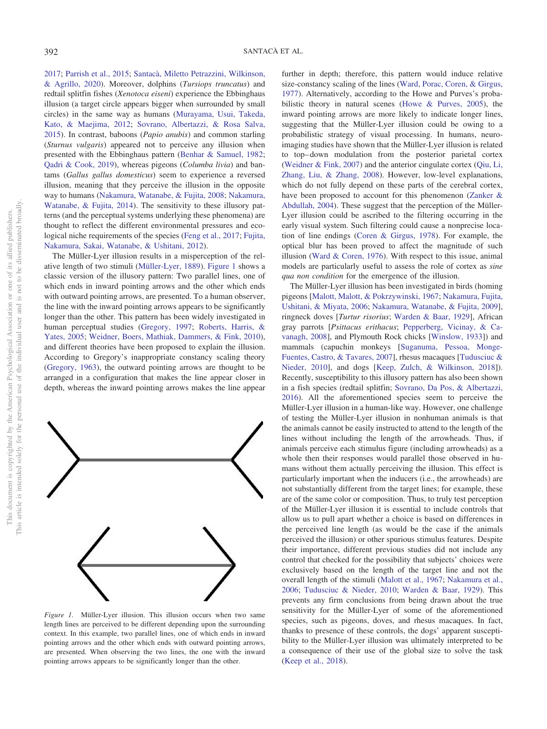2017; Parrish et al., 2015; Santacà, Miletto Petrazzini, Wilkinson, & Agrillo, 2020). Moreover, dolphins (*Tursiops truncatus*) and redtail splitfin fishes (*Xenotoca eiseni*) experience the Ebbinghaus illusion (a target circle appears bigger when surrounded by small circles) in the same way as humans (Murayama, Usui, Takeda, Kato, & Maejima, 2012; Sovrano, Albertazzi, & Rosa Salva, 2015). In contrast, baboons (*Papio anubis*) and common starling (*Sturnus vulgaris*) appeared not to perceive any illusion when presented with the Ebbinghaus pattern (Benhar & Samuel, 1982; Qadri & Cook, 2019), whereas pigeons (*Columba livia*) and bantams (*Gallus gallus domesticus*) seem to experience a reversed illusion, meaning that they perceive the illusion in the opposite way to humans (Nakamura, Watanabe, & Fujita, 2008; Nakamura, Watanabe, & Fujita, 2014). The sensitivity to these illusory patterns (and the perceptual systems underlying these phenomena) are thought to reflect the different environmental pressures and ecological niche requirements of the species (Feng et al., 2017; Fujita, Nakamura, Sakai, Watanabe, & Ushitani, 2012).

The Müller-Lyer illusion results in a misperception of the relative length of two stimuli (Müller-Lyer, 1889). Figure 1 shows a classic version of the illusory pattern: Two parallel lines, one of which ends in inward pointing arrows and the other which ends with outward pointing arrows, are presented. To a human observer, the line with the inward pointing arrows appears to be significantly longer than the other. This pattern has been widely investigated in human perceptual studies (Gregory, 1997; Roberts, Harris, & Yates, 2005; Weidner, Boers, Mathiak, Dammers, & Fink, 2010), and different theories have been proposed to explain the illusion. According to Gregory's inappropriate constancy scaling theory (Gregory, 1963), the outward pointing arrows are thought to be arranged in a configuration that makes the line appear closer in depth, whereas the inward pointing arrows makes the line appear further in depth; therefore, this pattern would induce relative size-constancy scaling of the lines (Ward, Porac, Coren, & Girgus, 1977). Alternatively, according to the Howe and Purves's probabilistic theory in natural scenes (Howe & Purves, 2005), the inward pointing arrows are more likely to indicate longer lines, suggesting that the Müller-Lyer illusion could be owing to a probabilistic strategy of visual processing. In humans, neuroimaging studies have shown that the Müller-Lyer illusion is related to top–down modulation from the posterior parietal cortex (Weidner & Fink, 2007) and the anterior cingulate cortex (Qiu, Li, Zhang, Liu, & Zhang, 2008). However, low-level explanations, which do not fully depend on these parts of the cerebral cortex, have been proposed to account for this phenomenon (Zanker & Abdullah, 2004). These suggest that the perception of the Müller-Lyer illusion could be ascribed to the filtering occurring in the early visual system. Such filtering could cause a nonprecise location of line endings (Coren & Girgus, 1978). For example, the optical blur has been proved to affect the magnitude of such illusion (Ward & Coren, 1976). With respect to this issue, animal models are particularly useful to assess the role of cortex as *sine qua non condition* for the emergence of the illusion.

*Figure 1.* Müller-Lyer illusion. This illusion occurs when two same length lines are perceived to be different depending upon the surrounding context. In this example, two parallel lines, one of which ends in inward pointing arrows and the other which ends with outward pointing arrows, are presented. When observing the two lines, the one with the inward pointing arrows appears to be significantly longer than the other.

The Müller-Lyer illusion has been investigated in birds (homing pigeons [Malott, Malott, & Pokrzywinski, 1967; Nakamura, Fujita, Ushitani, & Miyata, 2006; Nakamura, Watanabe, & Fujita, 2009], ringneck doves [*Turtur risorius*; Warden & Baar, 1929], African gray parrots [*Psittacus erithacus*; Pepperberg, Vicinay, & Cavanagh, 2008], and Plymouth Rock chicks [Winslow, 1933]) and mammals (capuchin monkeys [Suganuma, Pessoa, Monge-Fuentes, Castro, & Tavares, 2007], rhesus macaques [Tudusciuc & Nieder, 2010], and dogs [Keep, Zulch, & Wilkinson, 2018]). Recently, susceptibility to this illusory pattern has also been shown in a fish species (redtail splitfin; Sovrano, Da Pos, & Albertazzi, 2016). All the aforementioned species seem to perceive the Müller-Lyer illusion in a human-like way. However, one challenge of testing the Müller-Lyer illusion in nonhuman animals is that the animals cannot be easily instructed to attend to the length of the lines without including the length of the arrowheads. Thus, if animals perceive each stimulus figure (including arrowheads) as a whole then their responses would parallel those observed in humans without them actually perceiving the illusion. This effect is particularly important when the inducers (i.e., the arrowheads) are not substantially different from the target lines; for example, these are of the same color or composition. Thus, to truly test perception of the Müller-Lyer illusion it is essential to include controls that allow us to pull apart whether a choice is based on differences in the perceived line length (as would be the case if the animals perceived the illusion) or other spurious stimulus features. Despite their importance, different previous studies did not include any control that checked for the possibility that subjects' choices were exclusively based on the length of the target line and not the overall length of the stimuli (Malott et al., 1967; Nakamura et al., 2006; Tudusciuc & Nieder, 2010; Warden & Baar, 1929). This prevents any firm conclusions from being drawn about the true sensitivity for the Müller-Lyer of some of the aforementioned species, such as pigeons, doves, and rhesus macaques. In fact, thanks to presence of these controls, the dogs' apparent susceptibility to the Müller-Lyer illusion was ultimately interpreted to be a consequence of their use of the global size to solve the task (Keep et al., 2018).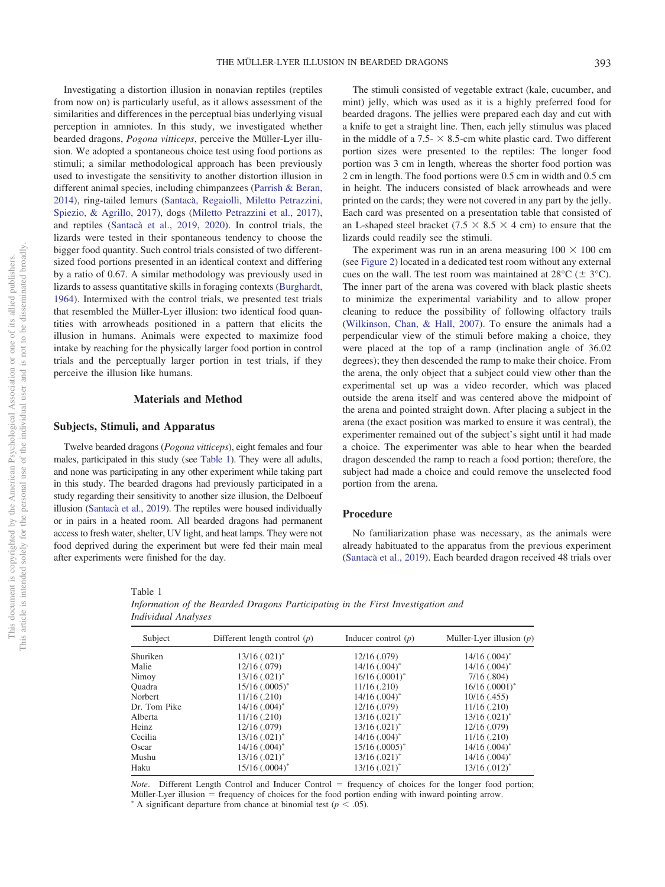Investigating a distortion illusion in nonavian reptiles (reptiles from now on) is particularly useful, as it allows assessment of the similarities and differences in the perceptual bias underlying visual perception in amniotes. In this study, we investigated whether bearded dragons, *Pogona vitticeps*, perceive the Müller-Lyer illusion. We adopted a spontaneous choice test using food portions as stimuli; a similar methodological approach has been previously used to investigate the sensitivity to another distortion illusion in different animal species, including chimpanzees (Parrish & Beran, 2014), ring-tailed lemurs (Santacà, Regaiolli, Miletto Petrazzini, Spiezio, & Agrillo, 2017), dogs (Miletto Petrazzini et al., 2017), and reptiles (Santacà et al., 2019, 2020). In control trials, the lizards were tested in their spontaneous tendency to choose the bigger food quantity. Such control trials consisted of two different-sized food portions presented in an identical context and differing by a ratio of 0.67. A similar methodology was previously used in lizards to assess quantitative skills in foraging contexts (Burghardt, 1964). Intermixed with the control trials, we presented test trials that resembled the Müller-Lyer illusion: two identical food quantities with arrowheads positioned in a pattern that elicits the illusion in humans. Animals were expected to maximize food intake by reaching for the physically larger food portion in control trials and the perceptually larger portion in test trials, if they perceive the illusion like humans.

## Materials and Method

### Subjects, Stimuli, and Apparatus

Twelve bearded dragons (*Pogona vitticeps*), eight females and four males, participated in this study (see Table 1). They were all adults, and none was participating in any other experiment while taking part in this study. The bearded dragons had previously participated in a study regarding their sensitivity to another size illusion, the Delboeuf illusion (Santacà et al., 2019). The reptiles were housed individually or in pairs in a heated room. All bearded dragons had permanent access to fresh water, shelter, UV light, and heat lamps. They were not food deprived during the experiment but were fed their main meal after experiments were finished for the day.

The stimuli consisted of vegetable extract (kale, cucumber, and mint) jelly, which was used as it is a highly preferred food for bearded dragons. The jellies were prepared each day and cut with a knife to get a straight line. Then, each jelly stimulus was placed in the middle of a 7.5- × 8.5-cm white plastic card. Two different portion sizes were presented to the reptiles: The longer food portion was 3 cm in length, whereas the shorter food portion was 2 cm in length. The food portions were 0.5 cm in width and 0.5 cm in height. The inducers consisted of black arrowheads and were printed on the cards; they were not covered in any part by the jelly. Each card was presented on a presentation table that consisted of an L-shaped steel bracket (7.5 × 8.5 × 4 cm) to ensure that the lizards could readily see the stimuli.

The experiment was run in an arena measuring 100 × 100 cm (see Figure 2) located in a dedicated test room without any external cues on the wall. The test room was maintained at 28°C (± 3°C). The inner part of the arena was covered with black plastic sheets to minimize the experimental variability and to allow proper cleaning to reduce the possibility of following olfactory trails (Wilkinson, Chan, & Hall, 2007). To ensure the animals had a perpendicular view of the stimuli before making a choice, they were placed at the top of a ramp (inclination angle of 36.02 degrees); they then descended the ramp to make their choice. From the arena, the only object that a subject could view other than the experimental set up was a video recorder, which was placed outside the arena itself and was centered above the midpoint of the arena and pointed straight down. After placing a subject in the arena (the exact position was marked to ensure it was central), the experimenter remained out of the subject's sight until it had made a choice. The experimenter was able to hear when the bearded dragon descended the ramp to reach a food portion; therefore, the subject had made a choice and could remove the unselected food portion from the arena.

### Procedure

No familiarization phase was necessary, as the animals were already habituated to the apparatus from the previous experiment (Santacà et al., 2019). Each bearded dragon received 48 trials over

Table 1
*Information of the Bearded Dragons Participating in the First Investigation and Individual Analyses*

| Subject | Different length control (*p*) | Inducer control (*p*) | Müller-Lyer illusion (*p*) |
|---|---|---|---|
| Shuriken | 13/16 (.021)* | 12/16 (.079) | 14/16 (.004)* |
| Malie | 12/16 (.079) | 14/16 (.004)* | 14/16 (.004)* |
| Nimoy | 13/16 (.021)* | 16/16 (.0001)* | 7/16 (.804) |
| Quadra | 15/16 (.0005)* | 11/16 (.210) | 16/16 (.0001)* |
| Norbert | 11/16 (.210) | 14/16 (.004)* | 10/16 (.455) |
| Dr. Tom Pike | 14/16 (.004)* | 12/16 (.079) | 11/16 (.210) |
| Alberta | 11/16 (.210) | 13/16 (.021)* | 13/16 (.021)* |
| Heinz | 12/16 (.079) | 13/16 (.021)* | 12/16 (.079) |
| Cecilia | 13/16 (.021)* | 14/16 (.004)* | 11/16 (.210) |
| Oscar | 14/16 (.004)* | 15/16 (.0005)* | 14/16 (.004)* |
| Mushu | 13/16 (.021)* | 13/16 (.021)* | 14/16 (.004)* |
| Haku | 15/16 (.0004)* | 13/16 (.021)* | 13/16 (.012)* |

*Note*. Different Length Control and Inducer Control = frequency of choices for the longer food portion; Müller-Lyer illusion = frequency of choices for the food portion ending with inward pointing arrow.
* A significant departure from chance at binomial test ($p < .05$).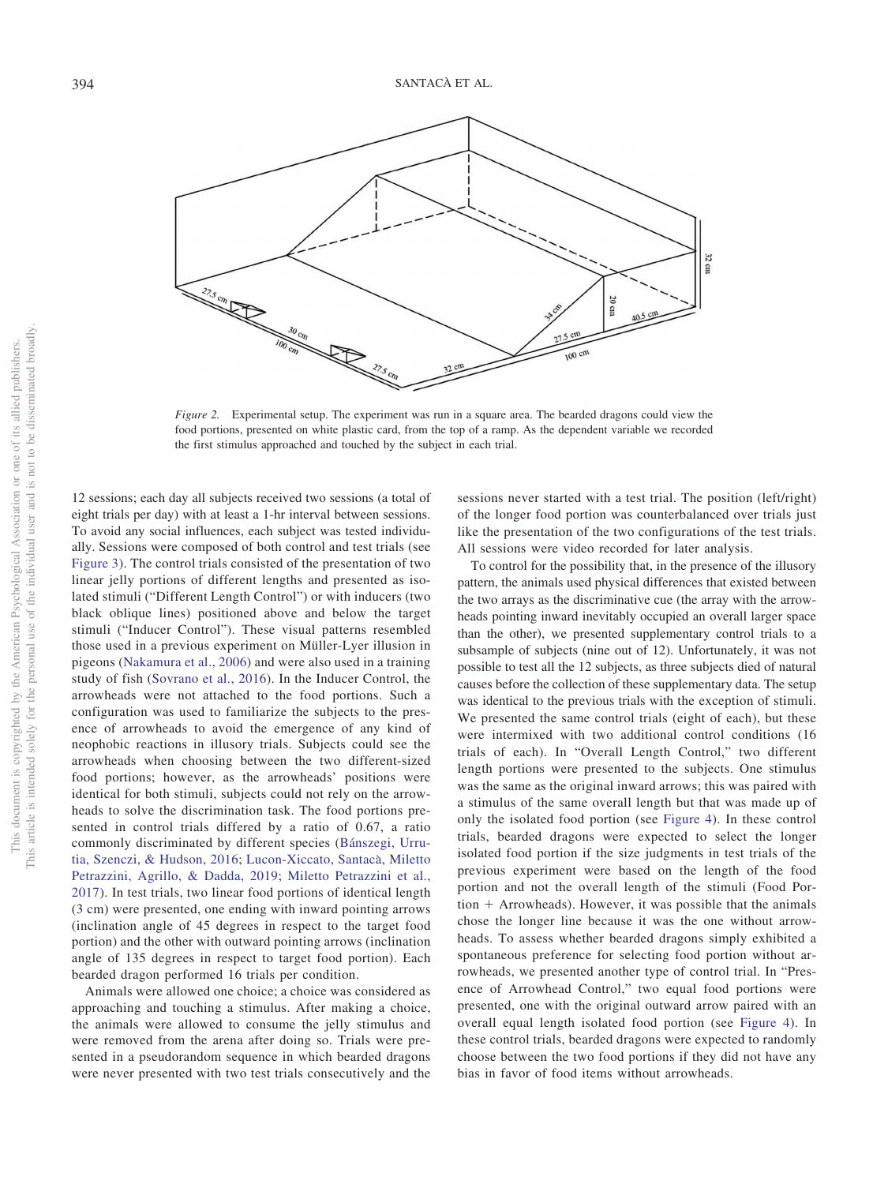*Figure 2.* Experimental setup. The experiment was run in a square area. The bearded dragons could view the food portions, presented on white plastic card, from the top of a ramp. As the dependent variable we recorded the first stimulus approached and touched by the subject in each trial.

12 sessions; each day all subjects received two sessions (a total of eight trials per day) with at least a 1-hr interval between sessions. To avoid any social influences, each subject was tested individually. Sessions were composed of both control and test trials (see Figure 3). The control trials consisted of the presentation of two linear jelly portions of different lengths and presented as isolated stimuli ("Different Length Control") or with inducers (two black oblique lines) positioned above and below the target stimuli ("Inducer Control"). These visual patterns resembled those used in a previous experiment on Müller-Lyer illusion in pigeons (Nakamura et al., 2006) and were also used in a training study of fish (Sovrano et al., 2016). In the Inducer Control, the arrowheads were not attached to the food portions. Such a configuration was used to familiarize the subjects to the presence of arrowheads to avoid the emergence of any kind of neophobic reactions in illusory trials. Subjects could see the arrowheads when choosing between the two different-sized food portions; however, as the arrowheads' positions were identical for both stimuli, subjects could not rely on the arrowheads to solve the discrimination task. The food portions presented in control trials differed by a ratio of 0.67, a ratio commonly discriminated by different species (Bánszegi, Urrutia, Szenczi, & Hudson, 2016; Lucon-Xiccato, Santacà, Miletto Petrazzini, Agrillo, & Dadda, 2019; Miletto Petrazzini et al., 2017). In test trials, two linear food portions of identical length (3 cm) were presented, one ending with inward pointing arrows (inclination angle of 45 degrees in respect to the target food portion) and the other with outward pointing arrows (inclination angle of 135 degrees in respect to target food portion). Each bearded dragon performed 16 trials per condition.

Animals were allowed one choice; a choice was considered as approaching and touching a stimulus. After making a choice, the animals were allowed to consume the jelly stimulus and were removed from the arena after doing so. Trials were presented in a pseudorandom sequence in which bearded dragons were never presented with two test trials consecutively and the sessions never started with a test trial. The position (left/right) of the longer food portion was counterbalanced over trials just like the presentation of the two configurations of the test trials. All sessions were video recorded for later analysis.

To control for the possibility that, in the presence of the illusory pattern, the animals used physical differences that existed between the two arrays as the discriminative cue (the array with the arrowheads pointing inward inevitably occupied an overall larger space than the other), we presented supplementary control trials to a subsample of subjects (nine out of 12). Unfortunately, it was not possible to test all the 12 subjects, as three subjects died of natural causes before the collection of these supplementary data. The setup was identical to the previous trials with the exception of stimuli. We presented the same control trials (eight of each), but these were intermixed with two additional control conditions (16 trials of each). In "Overall Length Control," two different length portions were presented to the subjects. One stimulus was the same as the original inward arrows; this was paired with a stimulus of the same overall length but that was made up of only the isolated food portion (see Figure 4). In these control trials, bearded dragons were expected to select the longer isolated food portion if the size judgments in test trials of the previous experiment were based on the length of the food portion and not the overall length of the stimuli (Food Portion + Arrowheads). However, it was possible that the animals chose the longer line because it was the one without arrowheads. To assess whether bearded dragons simply exhibited a spontaneous preference for selecting food portion without arrowheads, we presented another type of control trial. In "Presence of Arrowhead Control," two equal food portions were presented, one with the original outward arrow paired with an overall equal length isolated food portion (see Figure 4). In these control trials, bearded dragons were expected to randomly choose between the two food portions if they did not have any bias in favor of food items without arrowheads.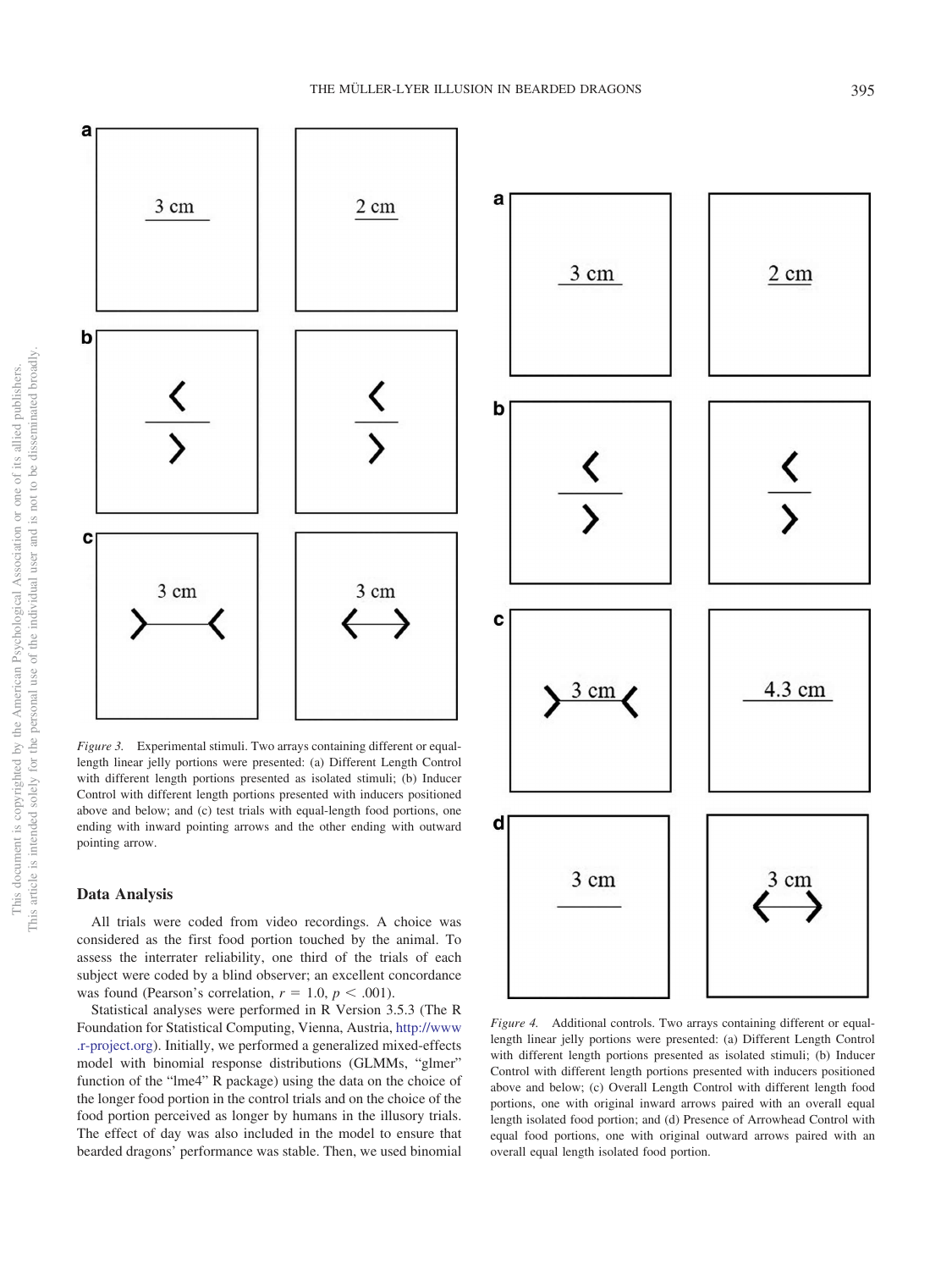*Figure 3.* Experimental stimuli. Two arrays containing different or equal-length linear jelly portions were presented: (a) Different Length Control with different length portions presented as isolated stimuli; (b) Inducer Control with different length portions presented with inducers positioned above and below; and (c) test trials with equal-length food portions, one ending with inward pointing arrows and the other ending with outward pointing arrow.

*Figure 4.* Additional controls. Two arrays containing different or equal-length linear jelly portions were presented: (a) Different Length Control with different length portions presented as isolated stimuli; (b) Inducer Control with different length portions presented with inducers positioned above and below; (c) Overall Length Control with different length food portions, one with original inward arrows paired with an overall equal length isolated food portion; and (d) Presence of Arrowhead Control with equal food portions, one with original outward arrows paired with an overall equal length isolated food portion.

### Data Analysis

All trials were coded from video recordings. A choice was considered as the first food portion touched by the animal. To assess the interrater reliability, one third of the trials of each subject were coded by a blind observer; an excellent concordance was found (Pearson's correlation, $r = 1.0$, $p < .001$).

Statistical analyses were performed in R Version 3.5.3 (The R Foundation for Statistical Computing, Vienna, Austria, http://www.r-project.org). Initially, we performed a generalized mixed-effects model with binomial response distributions (GLMMs, "glmer" function of the "lme4" R package) using the data on the choice of the longer food portion in the control trials and on the choice of the food portion perceived as longer by humans in the illusory trials. The effect of day was also included in the model to ensure that bearded dragons' performance was stable. Then, we used binomial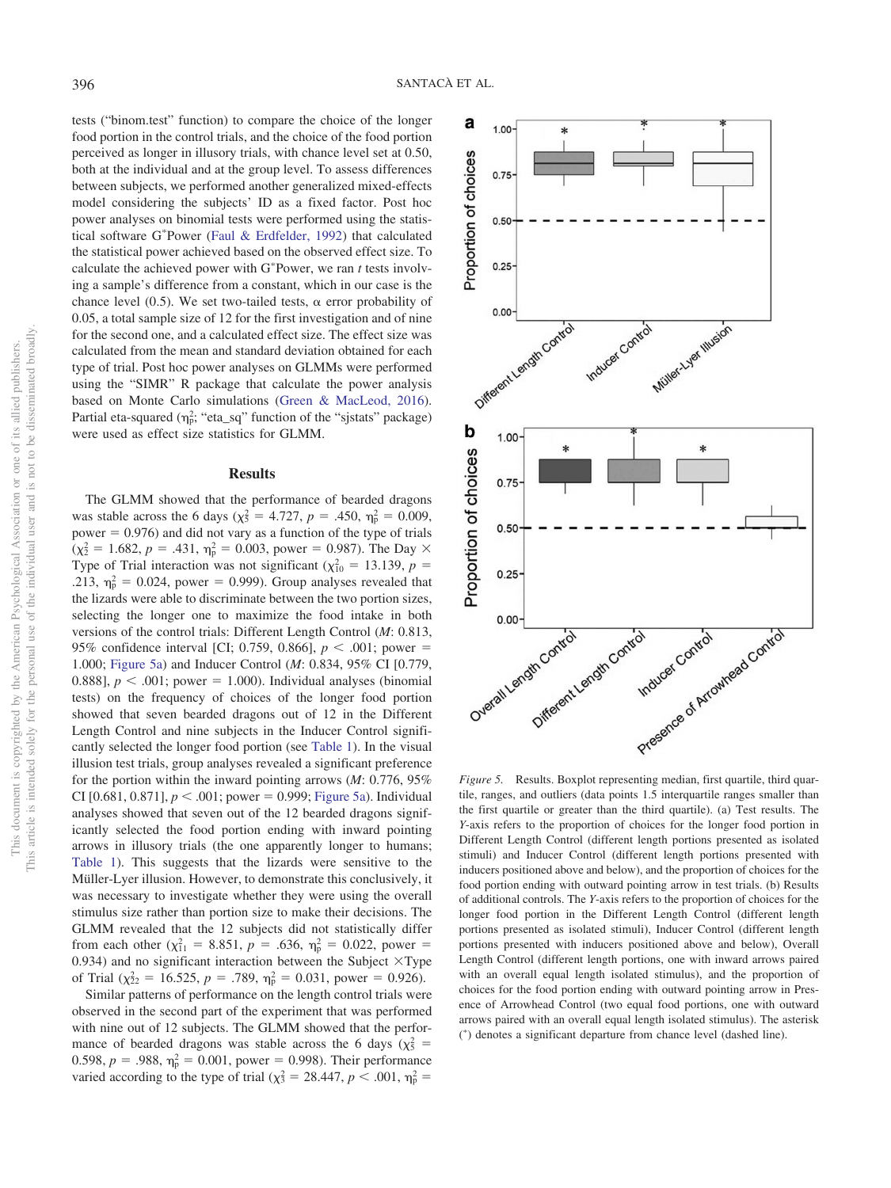tests ("binom.test" function) to compare the choice of the longer food portion in the control trials, and the choice of the food portion perceived as longer in illusory trials, with chance level set at 0.50, both at the individual and at the group level. To assess differences between subjects, we performed another generalized mixed-effects model considering the subjects' ID as a fixed factor. Post hoc power analyses on binomial tests were performed using the statistical software G*Power (Faul & Erdfelder, 1992) that calculated the statistical power achieved based on the observed effect size. To calculate the achieved power with G*Power, we ran *t* tests involving a sample's difference from a constant, which in our case is the chance level (0.5). We set two-tailed tests, α error probability of 0.05, a total sample size of 12 for the first investigation and of nine for the second one, and a calculated effect size. The effect size was calculated from the mean and standard deviation obtained for each type of trial. Post hoc power analyses on GLMMs were performed using the "SIMR" R package that calculate the power analysis based on Monte Carlo simulations (Green & MacLeod, 2016). Partial eta-squared ($\eta_p^2$; "eta_sq" function of the "sjstats" package) were used as effect size statistics for GLMM.

## Results

The GLMM showed that the performance of bearded dragons was stable across the 6 days ($\chi^2_5 = 4.727$, $p = .450$, $\eta_p^2 = 0.009$, power $= 0.976$) and did not vary as a function of the type of trials ($\chi^2_2 = 1.682$, $p = .431$, $\eta_p^2 = 0.003$, power $= 0.987$). The Day × Type of Trial interaction was not significant ($\chi^2_{10} = 13.139$, $p = .213$, $\eta_p^2 = 0.024$, power $= 0.999$). Group analyses revealed that the lizards were able to discriminate between the two portion sizes, selecting the longer one to maximize the food intake in both versions of the control trials: Different Length Control (*M*: 0.813, 95% confidence interval [CI; 0.759, 0.866], $p < .001$; power $= 1.000$; Figure 5a) and Inducer Control (*M*: 0.834, 95% CI [0.779, 0.888], $p < .001$; power $= 1.000$). Individual analyses (binomial tests) on the frequency of choices of the longer food portion showed that seven bearded dragons out of 12 in the Different Length Control and nine subjects in the Inducer Control significantly selected the longer food portion (see Table 1). In the visual illusion test trials, group analyses revealed a significant preference for the portion within the inward pointing arrows (*M*: 0.776, 95% CI [0.681, 0.871], $p < .001$; power $= 0.999$; Figure 5a). Individual analyses showed that seven out of the 12 bearded dragons significantly selected the food portion ending with inward pointing arrows in illusory trials (the one apparently longer to humans; Table 1). This suggests that the lizards were sensitive to the Müller-Lyer illusion. However, to demonstrate this conclusively, it was necessary to investigate whether they were using the overall stimulus size rather than portion size to make their decisions. The GLMM revealed that the 12 subjects did not statistically differ from each other ($\chi^2_{11} = 8.851$, $p = .636$, $\eta_p^2 = 0.022$, power $= 0.934$) and no significant interaction between the Subject × Type of Trial ($\chi^2_{22} = 16.525$, $p = .789$, $\eta_p^2 = 0.031$, power $= 0.926$).

Similar patterns of performance on the length control trials were observed in the second part of the experiment that was performed with nine out of 12 subjects. The GLMM showed that the performance of bearded dragons was stable across the 6 days ($\chi^2_5 = 0.598$, $p = .988$, $\eta_p^2 = 0.001$, power $= 0.998$). Their performance varied according to the type of trial ($\chi^2_3 = 28.447$, $p < .001$, $\eta_p^2 =$

*Figure 5.* Results. Boxplot representing median, first quartile, third quartile, ranges, and outliers (data points 1.5 interquartile ranges smaller than the first quartile or greater than the third quartile). (a) Test results. The *Y*-axis refers to the proportion of choices for the longer food portion in Different Length Control (different length portions presented as isolated stimuli) and Inducer Control (different length portions presented with inducers positioned above and below), and the proportion of choices for the food portion ending with outward pointing arrow in test trials. (b) Results of additional controls. The *Y*-axis refers to the proportion of choices for the longer food portion in the Different Length Control (different length portions presented as isolated stimuli), Inducer Control (different length portions presented with inducers positioned above and below), Overall Length Control (different length portions, one with inward arrows paired with an overall equal length isolated stimulus), and the proportion of choices for the food portion ending with outward pointing arrow in Presence of Arrowhead Control (two equal food portions, one with outward arrows paired with an overall equal length isolated stimulus). The asterisk (*) denotes a significant departure from chance level (dashed line).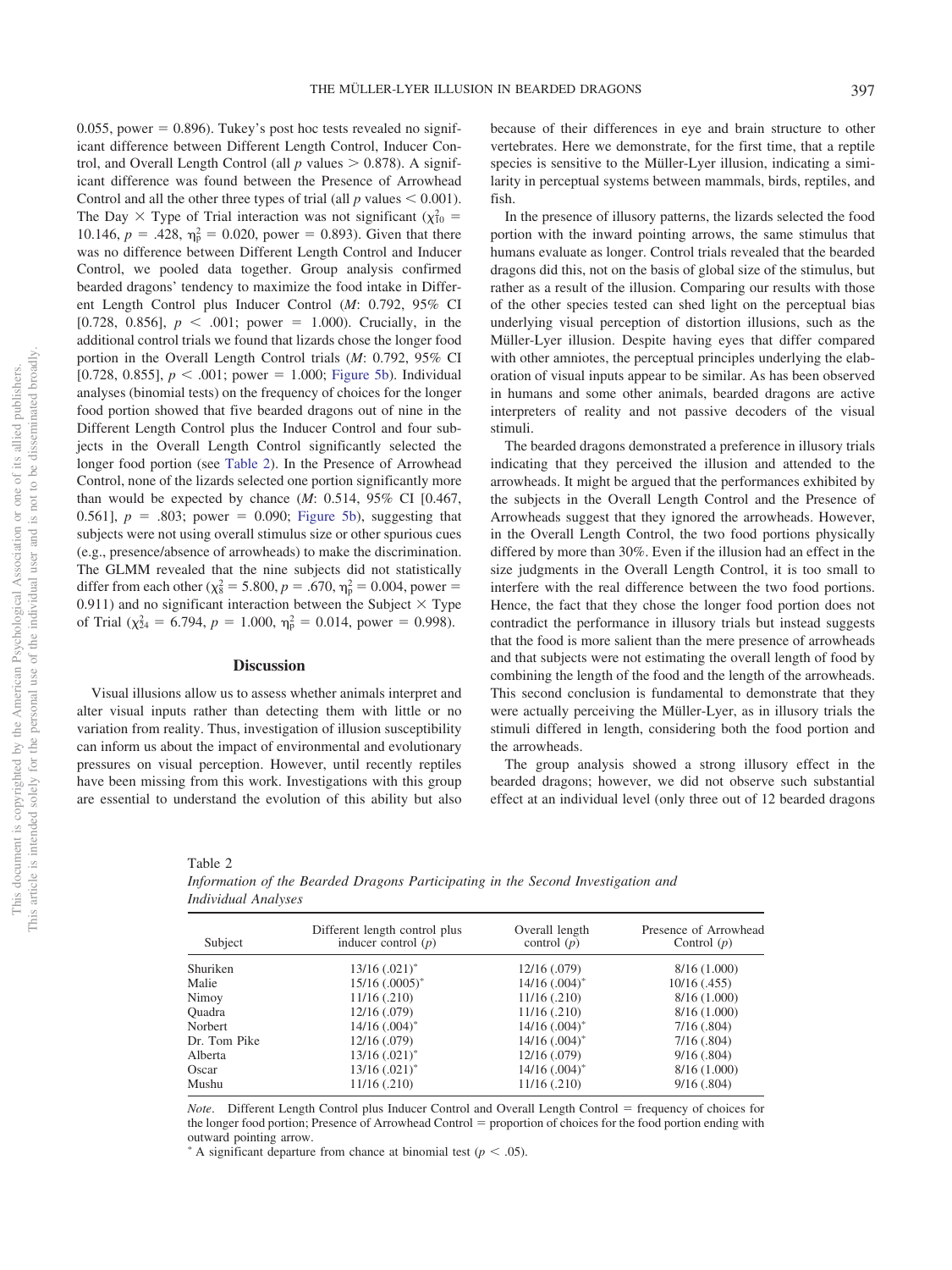0.055, power = 0.896). Tukey's post hoc tests revealed no significant difference between Different Length Control, Inducer Control, and Overall Length Control (all $p$ values $> 0.878$). A significant difference was found between the Presence of Arrowhead Control and all the other three types of trial (all $p$ values $< 0.001$). The Day × Type of Trial interaction was not significant ($\chi^2_{10} = 10.146$, $p = .428$, $\eta^2_p = 0.020$, power = 0.893). Given that there was no difference between Different Length Control and Inducer Control, we pooled data together. Group analysis confirmed bearded dragons' tendency to maximize the food intake in Different Length Control plus Inducer Control (*M*: 0.792, 95% CI [0.728, 0.856], $p < .001$; power = 1.000). Crucially, in the additional control trials we found that lizards chose the longer food portion in the Overall Length Control trials (*M*: 0.792, 95% CI [0.728, 0.855], $p < .001$; power = 1.000; Figure 5b). Individual analyses (binomial tests) on the frequency of choices for the longer food portion showed that five bearded dragons out of nine in the Different Length Control plus the Inducer Control and four subjects in the Overall Length Control significantly selected the longer food portion (see Table 2). In the Presence of Arrowhead Control, none of the lizards selected one portion significantly more than would be expected by chance (*M*: 0.514, 95% CI [0.467, 0.561], $p = .803$; power = 0.090; Figure 5b), suggesting that subjects were not using overall stimulus size or other spurious cues (e.g., presence/absence of arrowheads) to make the discrimination. The GLMM revealed that the nine subjects did not statistically differ from each other ($\chi^2_8 = 5.800$, $p = .670$, $\eta^2_p = 0.004$, power = 0.911) and no significant interaction between the Subject × Type of Trial ($\chi^2_{24} = 6.794$, $p = 1.000$, $\eta^2_p = 0.014$, power = 0.998).

## Discussion

Visual illusions allow us to assess whether animals interpret and alter visual inputs rather than detecting them with little or no variation from reality. Thus, investigation of illusion susceptibility can inform us about the impact of environmental and evolutionary pressures on visual perception. However, until recently reptiles have been missing from this work. Investigations with this group are essential to understand the evolution of this ability but also because of their differences in eye and brain structure to other vertebrates. Here we demonstrate, for the first time, that a reptile species is sensitive to the Müller-Lyer illusion, indicating a similarity in perceptual systems between mammals, birds, reptiles, and fish.

In the presence of illusory patterns, the lizards selected the food portion with the inward pointing arrows, the same stimulus that humans evaluate as longer. Control trials revealed that the bearded dragons did this, not on the basis of global size of the stimulus, but rather as a result of the illusion. Comparing our results with those of the other species tested can shed light on the perceptual bias underlying visual perception of distortion illusions, such as the Müller-Lyer illusion. Despite having eyes that differ compared with other amniotes, the perceptual principles underlying the elaboration of visual inputs appear to be similar. As has been observed in humans and some other animals, bearded dragons are active interpreters of reality and not passive decoders of the visual stimuli.

The bearded dragons demonstrated a preference in illusory trials indicating that they perceived the illusion and attended to the arrowheads. It might be argued that the performances exhibited by the subjects in the Overall Length Control and the Presence of Arrowheads suggest that they ignored the arrowheads. However, in the Overall Length Control, the two food portions physically differed by more than 30%. Even if the illusion had an effect in the size judgments in the Overall Length Control, it is too small to interfere with the real difference between the two food portions. Hence, the fact that they chose the longer food portion does not contradict the performance in illusory trials but instead suggests that the food is more salient than the mere presence of arrowheads and that subjects were not estimating the overall length of food by combining the length of the food and the length of the arrowheads. This second conclusion is fundamental to demonstrate that they were actually perceiving the Müller-Lyer, as in illusory trials the stimuli differed in length, considering both the food portion and the arrowheads.

The group analysis showed a strong illusory effect in the bearded dragons; however, we did not observe such substantial effect at an individual level (only three out of 12 bearded dragons

Table 2
*Information of the Bearded Dragons Participating in the Second Investigation and Individual Analyses*

| Subject | Different length control plus inducer control (*p*) | Overall length control (*p*) | Presence of Arrowhead Control (*p*) |
|---|---|---|---|
| Shuriken | 13/16 (.021)* | 12/16 (.079) | 8/16 (1.000) |
| Malie | 15/16 (.0005)* | 14/16 (.004)* | 10/16 (.455) |
| Nimoy | 11/16 (.210) | 11/16 (.210) | 8/16 (1.000) |
| Quadra | 12/16 (.079) | 11/16 (.210) | 8/16 (1.000) |
| Norbert | 14/16 (.004)* | 14/16 (.004)* | 7/16 (.804) |
| Dr. Tom Pike | 12/16 (.079) | 14/16 (.004)* | 7/16 (.804) |
| Alberta | 13/16 (.021)* | 12/16 (.079) | 9/16 (.804) |
| Oscar | 13/16 (.021)* | 14/16 (.004)* | 8/16 (1.000) |
| Mushu | 11/16 (.210) | 11/16 (.210) | 9/16 (.804) |

*Note*. Different Length Control plus Inducer Control and Overall Length Control = frequency of choices for the longer food portion; Presence of Arrowhead Control = proportion of choices for the food portion ending with outward pointing arrow.
* A significant departure from chance at binomial test ($p < .05$).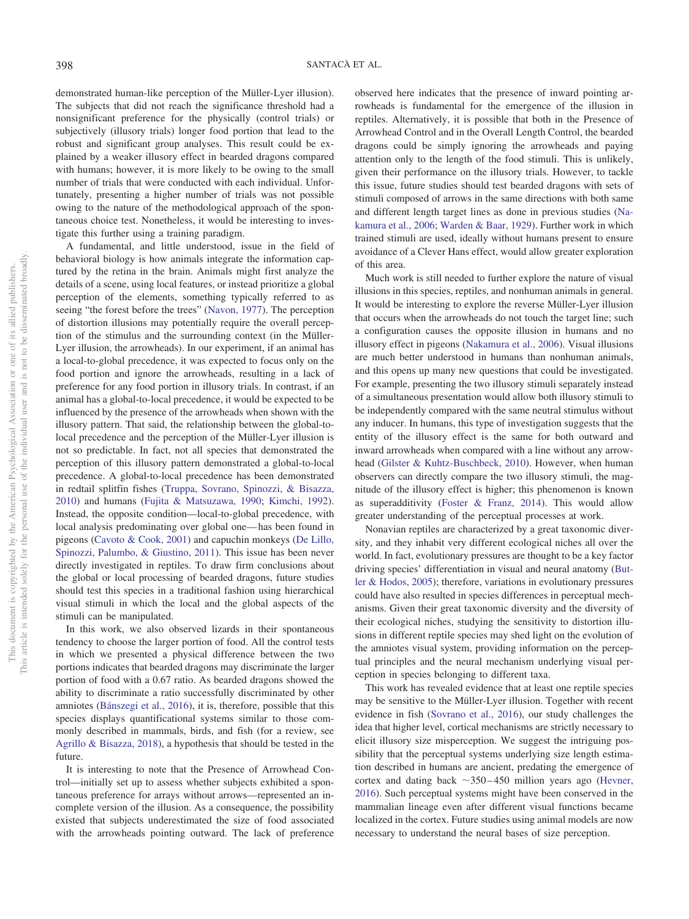demonstrated human-like perception of the Müller-Lyer illusion). The subjects that did not reach the significance threshold had a nonsignificant preference for the physically (control trials) or subjectively (illusory trials) longer food portion that lead to the robust and significant group analyses. This result could be explained by a weaker illusory effect in bearded dragons compared with humans; however, it is more likely to be owing to the small number of trials that were conducted with each individual. Unfortunately, presenting a higher number of trials was not possible owing to the nature of the methodological approach of the spontaneous choice test. Nonetheless, it would be interesting to investigate this further using a training paradigm.

A fundamental, and little understood, issue in the field of behavioral biology is how animals integrate the information captured by the retina in the brain. Animals might first analyze the details of a scene, using local features, or instead prioritize a global perception of the elements, something typically referred to as seeing "the forest before the trees" (Navon, 1977). The perception of distortion illusions may potentially require the overall perception of the stimulus and the surrounding context (in the Müller-Lyer illusion, the arrowheads). In our experiment, if an animal has a local-to-global precedence, it was expected to focus only on the food portion and ignore the arrowheads, resulting in a lack of preference for any food portion in illusory trials. In contrast, if an animal has a global-to-local precedence, it would be expected to be influenced by the presence of the arrowheads when shown with the illusory pattern. That said, the relationship between the global-to-local precedence and the perception of the Müller-Lyer illusion is not so predictable. In fact, not all species that demonstrated the perception of this illusory pattern demonstrated a global-to-local precedence. A global-to-local precedence has been demonstrated in redtail splitfin fishes (Truppa, Sovrano, Spinozzi, & Bisazza, 2010) and humans (Fujita & Matsuzawa, 1990; Kimchi, 1992). Instead, the opposite condition—local-to-global precedence, with local analysis predominating over global one—has been found in pigeons (Cavoto & Cook, 2001) and capuchin monkeys (De Lillo, Spinozzi, Palumbo, & Giustino, 2011). This issue has been never directly investigated in reptiles. To draw firm conclusions about the global or local processing of bearded dragons, future studies should test this species in a traditional fashion using hierarchical visual stimuli in which the local and the global aspects of the stimuli can be manipulated.

In this work, we also observed lizards in their spontaneous tendency to choose the larger portion of food. All the control tests in which we presented a physical difference between the two portions indicates that bearded dragons may discriminate the larger portion of food with a 0.67 ratio. As bearded dragons showed the ability to discriminate a ratio successfully discriminated by other amniotes (Bánszegi et al., 2016), it is, therefore, possible that this species displays quantificational systems similar to those commonly described in mammals, birds, and fish (for a review, see Agrillo & Bisazza, 2018), a hypothesis that should be tested in the future.

It is interesting to note that the Presence of Arrowhead Control—initially set up to assess whether subjects exhibited a spontaneous preference for arrays without arrows—represented an incomplete version of the illusion. As a consequence, the possibility existed that subjects underestimated the size of food associated with the arrowheads pointing outward. The lack of preference observed here indicates that the presence of inward pointing arrowheads is fundamental for the emergence of the illusion in reptiles. Alternatively, it is possible that both in the Presence of Arrowhead Control and in the Overall Length Control, the bearded dragons could be simply ignoring the arrowheads and paying attention only to the length of the food stimuli. This is unlikely, given their performance on the illusory trials. However, to tackle this issue, future studies should test bearded dragons with sets of stimuli composed of arrows in the same directions with both same and different length target lines as done in previous studies (Nakamura et al., 2006; Warden & Baar, 1929). Further work in which trained stimuli are used, ideally without humans present to ensure avoidance of a Clever Hans effect, would allow greater exploration of this area.

Much work is still needed to further explore the nature of visual illusions in this species, reptiles, and nonhuman animals in general. It would be interesting to explore the reverse Müller-Lyer illusion that occurs when the arrowheads do not touch the target line; such a configuration causes the opposite illusion in humans and no illusory effect in pigeons (Nakamura et al., 2006). Visual illusions are much better understood in humans than nonhuman animals, and this opens up many new questions that could be investigated. For example, presenting the two illusory stimuli separately instead of a simultaneous presentation would allow both illusory stimuli to be independently compared with the same neutral stimulus without any inducer. In humans, this type of investigation suggests that the entity of the illusory effect is the same for both outward and inward arrowheads when compared with a line without any arrowhead (Gilster & Kuhtz-Buschbeck, 2010). However, when human observers can directly compare the two illusory stimuli, the magnitude of the illusory effect is higher; this phenomenon is known as superadditivity (Foster & Franz, 2014). This would allow greater understanding of the perceptual processes at work.

Nonavian reptiles are characterized by a great taxonomic diversity, and they inhabit very different ecological niches all over the world. In fact, evolutionary pressures are thought to be a key factor driving species' differentiation in visual and neural anatomy (Butler & Hodos, 2005); therefore, variations in evolutionary pressures could have also resulted in species differences in perceptual mechanisms. Given their great taxonomic diversity and the diversity of their ecological niches, studying the sensitivity to distortion illusions in different reptile species may shed light on the evolution of the amniotes visual system, providing information on the perceptual principles and the neural mechanism underlying visual perception in species belonging to different taxa.

This work has revealed evidence that at least one reptile species may be sensitive to the Müller-Lyer illusion. Together with recent evidence in fish (Sovrano et al., 2016), our study challenges the idea that higher level, cortical mechanisms are strictly necessary to elicit illusory size misperception. We suggest the intriguing possibility that the perceptual systems underlying size length estimation described in humans are ancient, predating the emergence of cortex and dating back ~350–450 million years ago (Hevner, 2016). Such perceptual systems might have been conserved in the mammalian lineage even after different visual functions became localized in the cortex. Future studies using animal models are now necessary to understand the neural bases of size perception.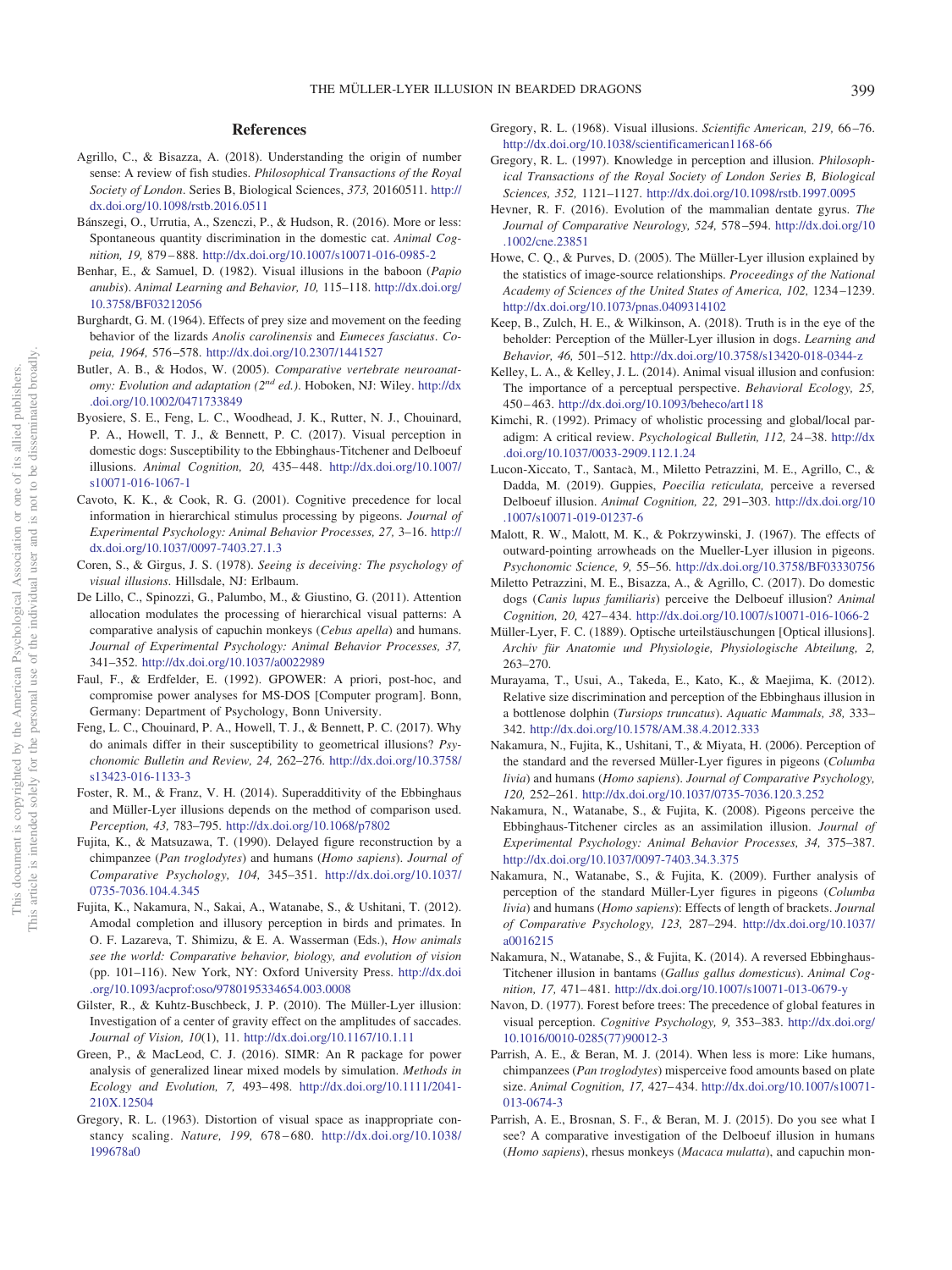## References

Agrillo, C., & Bisazza, A. (2018). Understanding the origin of number sense: A review of fish studies. *Philosophical Transactions of the Royal Society of London*. Series B, Biological Sciences, *373,* 20160511. http://dx.doi.org/10.1098/rstb.2016.0511

Bánszegi, O., Urrutia, A., Szenczi, P., & Hudson, R. (2016). More or less: Spontaneous quantity discrimination in the domestic cat. *Animal Cognition, 19,* 879–888. http://dx.doi.org/10.1007/s10071-016-0985-2

Benhar, E., & Samuel, D. (1982). Visual illusions in the baboon (*Papio anubis*). *Animal Learning and Behavior, 10,* 115–118. http://dx.doi.org/10.3758/BF03212056

Burghardt, G. M. (1964). Effects of prey size and movement on the feeding behavior of the lizards *Anolis carolinensis* and *Eumeces fasciatus*. *Copeia, 1964,* 576–578. http://dx.doi.org/10.2307/1441527

Butler, A. B., & Hodos, W. (2005). *Comparative vertebrate neuroanatomy: Evolution and adaptation (2nd ed.)*. Hoboken, NJ: Wiley. http://dx.doi.org/10.1002/0471733849

Byosiere, S. E., Feng, L. C., Woodhead, J. K., Rutter, N. J., Chouinard, P. A., Howell, T. J., & Bennett, P. C. (2017). Visual perception in domestic dogs: Susceptibility to the Ebbinghaus-Titchener and Delboeuf illusions. *Animal Cognition, 20,* 435–448. http://dx.doi.org/10.1007/s10071-016-1067-1

Cavoto, K. K., & Cook, R. G. (2001). Cognitive precedence for local information in hierarchical stimulus processing by pigeons. *Journal of Experimental Psychology: Animal Behavior Processes, 27,* 3–16. http://dx.doi.org/10.1037/0097-7403.27.1.3

Coren, S., & Girgus, J. S. (1978). *Seeing is deceiving: The psychology of visual illusions*. Hillsdale, NJ: Erlbaum.

De Lillo, C., Spinozzi, G., Palumbo, M., & Giustino, G. (2011). Attention allocation modulates the processing of hierarchical visual patterns: A comparative analysis of capuchin monkeys (*Cebus apella*) and humans. *Journal of Experimental Psychology: Animal Behavior Processes, 37,* 341–352. http://dx.doi.org/10.1037/a0022989

Faul, F., & Erdfelder, E. (1992). GPOWER: A priori, post-hoc, and compromise power analyses for MS-DOS [Computer program]. Bonn, Germany: Department of Psychology, Bonn University.

Feng, L. C., Chouinard, P. A., Howell, T. J., & Bennett, P. C. (2017). Why do animals differ in their susceptibility to geometrical illusions? *Psychonomic Bulletin and Review, 24,* 262–276. http://dx.doi.org/10.3758/s13423-016-1133-3

Foster, R. M., & Franz, V. H. (2014). Superadditivity of the Ebbinghaus and Müller-Lyer illusions depends on the method of comparison used. *Perception, 43,* 783–795. http://dx.doi.org/10.1068/p7802

Fujita, K., & Matsuzawa, T. (1990). Delayed figure reconstruction by a chimpanzee (*Pan troglodytes*) and humans (*Homo sapiens*). *Journal of Comparative Psychology, 104,* 345–351. http://dx.doi.org/10.1037/0735-7036.104.4.345

Fujita, K., Nakamura, N., Sakai, A., Watanabe, S., & Ushitani, T. (2012). Amodal completion and illusory perception in birds and primates. In O. F. Lazareva, T. Shimizu, & E. A. Wasserman (Eds.), *How animals see the world: Comparative behavior, biology, and evolution of vision* (pp. 101–116). New York, NY: Oxford University Press. http://dx.doi.org/10.1093/acprof:oso/9780195334654.003.0008

Gilster, R., & Kuhtz-Buschbeck, J. P. (2010). The Müller-Lyer illusion: Investigation of a center of gravity effect on the amplitudes of saccades. *Journal of Vision, 10*(1), 11. http://dx.doi.org/10.1167/10.1.11

Green, P., & MacLeod, C. J. (2016). SIMR: An R package for power analysis of generalized linear mixed models by simulation. *Methods in Ecology and Evolution, 7,* 493–498. http://dx.doi.org/10.1111/2041-210X.12504

Gregory, R. L. (1963). Distortion of visual space as inappropriate constancy scaling. *Nature, 199,* 678–680. http://dx.doi.org/10.1038/199678a0

Gregory, R. L. (1968). Visual illusions. *Scientific American, 219,* 66–76. http://dx.doi.org/10.1038/scientificamerican1168-66

Gregory, R. L. (1997). Knowledge in perception and illusion. *Philosophical Transactions of the Royal Society of London Series B, Biological Sciences, 352,* 1121–1127. http://dx.doi.org/10.1098/rstb.1997.0095

Hevner, R. F. (2016). Evolution of the mammalian dentate gyrus. *The Journal of Comparative Neurology, 524,* 578–594. http://dx.doi.org/10.1002/cne.23851

Howe, C. Q., & Purves, D. (2005). The Müller-Lyer illusion explained by the statistics of image-source relationships. *Proceedings of the National Academy of Sciences of the United States of America, 102,* 1234–1239. http://dx.doi.org/10.1073/pnas.0409314102

Keep, B., Zulch, H. E., & Wilkinson, A. (2018). Truth is in the eye of the beholder: Perception of the Müller-Lyer illusion in dogs. *Learning and Behavior, 46,* 501–512. http://dx.doi.org/10.3758/s13420-018-0344-z

Kelley, L. A., & Kelley, J. L. (2014). Animal visual illusion and confusion: The importance of a perceptual perspective. *Behavioral Ecology, 25,* 450–463. http://dx.doi.org/10.1093/beheco/art118

Kimchi, R. (1992). Primacy of wholistic processing and global/local paradigm: A critical review. *Psychological Bulletin, 112,* 24–38. http://dx.doi.org/10.1037/0033-2909.112.1.24

Lucon-Xiccato, T., Santacà, M., Miletto Petrazzini, M. E., Agrillo, C., & Dadda, M. (2019). Guppies, *Poecilia reticulata,* perceive a reversed Delboeuf illusion. *Animal Cognition, 22,* 291–303. http://dx.doi.org/10.1007/s10071-019-01237-6

Malott, R. W., Malott, M. K., & Pokrzywinski, J. (1967). The effects of outward-pointing arrowheads on the Mueller-Lyer illusion in pigeons. *Psychonomic Science, 9,* 55–56. http://dx.doi.org/10.3758/BF03330756

Miletto Petrazzini, M. E., Bisazza, A., & Agrillo, C. (2017). Do domestic dogs (*Canis lupus familiaris*) perceive the Delboeuf illusion? *Animal Cognition, 20,* 427–434. http://dx.doi.org/10.1007/s10071-016-1066-2

Müller-Lyer, F. C. (1889). Optische urteilstäuschungen [Optical illusions]. *Archiv für Anatomie und Physiologie, Physiologische Abteilung, 2,* 263–270.

Murayama, T., Usui, A., Takeda, E., Kato, K., & Maejima, K. (2012). Relative size discrimination and perception of the Ebbinghaus illusion in a bottlenose dolphin (*Tursiops truncatus*). *Aquatic Mammals, 38,* 333–342. http://dx.doi.org/10.1578/AM.38.4.2012.333

Nakamura, N., Fujita, K., Ushitani, T., & Miyata, H. (2006). Perception of the standard and the reversed Müller-Lyer figures in pigeons (*Columba livia*) and humans (*Homo sapiens*). *Journal of Comparative Psychology, 120,* 252–261. http://dx.doi.org/10.1037/0735-7036.120.3.252

Nakamura, N., Watanabe, S., & Fujita, K. (2008). Pigeons perceive the Ebbinghaus-Titchener circles as an assimilation illusion. *Journal of Experimental Psychology: Animal Behavior Processes, 34,* 375–387. http://dx.doi.org/10.1037/0097-7403.34.3.375

Nakamura, N., Watanabe, S., & Fujita, K. (2009). Further analysis of perception of the standard Müller-Lyer figures in pigeons (*Columba livia*) and humans (*Homo sapiens*): Effects of length of brackets. *Journal of Comparative Psychology, 123,* 287–294. http://dx.doi.org/10.1037/a0016215

Nakamura, N., Watanabe, S., & Fujita, K. (2014). A reversed Ebbinghaus-Titchener illusion in bantams (*Gallus gallus domesticus*). *Animal Cognition, 17,* 471–481. http://dx.doi.org/10.1007/s10071-013-0679-y

Navon, D. (1977). Forest before trees: The precedence of global features in visual perception. *Cognitive Psychology, 9,* 353–383. http://dx.doi.org/10.1016/0010-0285(77)90012-3

Parrish, A. E., & Beran, M. J. (2014). When less is more: Like humans, chimpanzees (*Pan troglodytes*) misperceive food amounts based on plate size. *Animal Cognition, 17,* 427–434. http://dx.doi.org/10.1007/s10071-013-0674-3

Parrish, A. E., Brosnan, S. F., & Beran, M. J. (2015). Do you see what I see? A comparative investigation of the Delboeuf illusion in humans (*Homo sapiens*), rhesus monkeys (*Macaca mulatta*), and capuchin mon-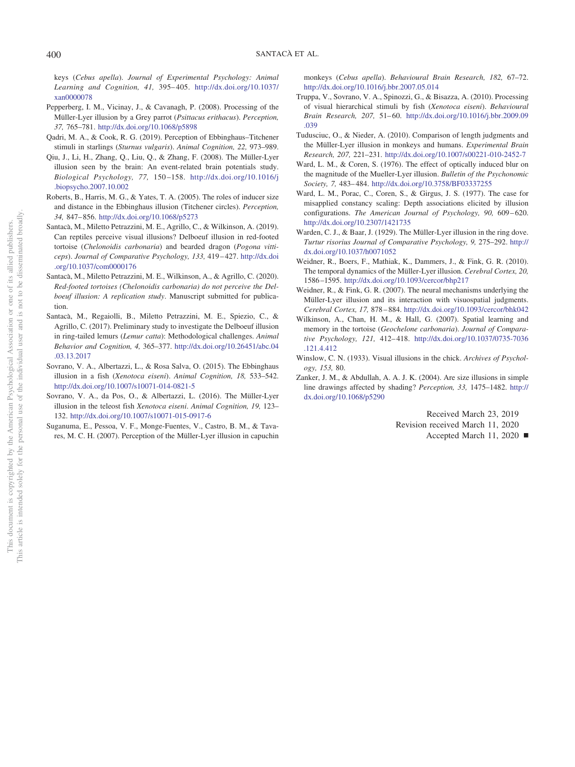keys (*Cebus apella*). *Journal of Experimental Psychology: Animal Learning and Cognition, 41,* 395–405. http://dx.doi.org/10.1037/xan0000078

Pepperberg, I. M., Vicinay, J., & Cavanagh, P. (2008). Processing of the Müller-Lyer illusion by a Grey parrot (*Psittacus erithacus*). *Perception, 37,* 765–781. http://dx.doi.org/10.1068/p5898

Qadri, M. A., & Cook, R. G. (2019). Perception of Ebbinghaus–Titchener stimuli in starlings (*Sturnus vulgaris*). *Animal Cognition, 22,* 973–989.

Qiu, J., Li, H., Zhang, Q., Liu, Q., & Zhang, F. (2008). The Müller-Lyer illusion seen by the brain: An event-related brain potentials study. *Biological Psychology, 77,* 150–158. http://dx.doi.org/10.1016/j.biopsycho.2007.10.002

Roberts, B., Harris, M. G., & Yates, T. A. (2005). The roles of inducer size and distance in the Ebbinghaus illusion (Titchener circles). *Perception, 34,* 847–856. http://dx.doi.org/10.1068/p5273

Santacà, M., Miletto Petrazzini, M. E., Agrillo, C., & Wilkinson, A. (2019). Can reptiles perceive visual illusions? Delboeuf illusion in red-footed tortoise (*Chelonoidis carbonaria*) and bearded dragon (*Pogona vitticeps*). *Journal of Comparative Psychology, 133,* 419–427. http://dx.doi.org/10.1037/com0000176

Santacà, M., Miletto Petrazzini, M. E., Wilkinson, A., & Agrillo, C. (2020). *Red-footed tortoises (Chelonoidis carbonaria) do not perceive the Delboeuf illusion: A replication study*. Manuscript submitted for publication.

Santacà, M., Regaiolli, B., Miletto Petrazzini, M. E., Spiezio, C., & Agrillo, C. (2017). Preliminary study to investigate the Delboeuf illusion in ring-tailed lemurs (*Lemur catta*): Methodological challenges. *Animal Behavior and Cognition, 4,* 365–377. http://dx.doi.org/10.26451/abc.04.03.13.2017

Sovrano, V. A., Albertazzi, L., & Rosa Salva, O. (2015). The Ebbinghaus illusion in a fish (*Xenotoca eiseni*). *Animal Cognition, 18,* 533–542. http://dx.doi.org/10.1007/s10071-014-0821-5

Sovrano, V. A., da Pos, O., & Albertazzi, L. (2016). The Müller-Lyer illusion in the teleost fish *Xenotoca eiseni*. *Animal Cognition, 19,* 123–132. http://dx.doi.org/10.1007/s10071-015-0917-6

Suganuma, E., Pessoa, V. F., Monge-Fuentes, V., Castro, B. M., & Tavares, M. C. H. (2007). Perception of the Müller-Lyer illusion in capuchin monkeys (*Cebus apella*). *Behavioural Brain Research, 182,* 67–72. http://dx.doi.org/10.1016/j.bbr.2007.05.014

Truppa, V., Sovrano, V. A., Spinozzi, G., & Bisazza, A. (2010). Processing of visual hierarchical stimuli by fish (*Xenotoca eiseni*). *Behavioural Brain Research, 207,* 51–60. http://dx.doi.org/10.1016/j.bbr.2009.09.039

Tudusciuc, O., & Nieder, A. (2010). Comparison of length judgments and the Müller-Lyer illusion in monkeys and humans. *Experimental Brain Research, 207,* 221–231. http://dx.doi.org/10.1007/s00221-010-2452-7

Ward, L. M., & Coren, S. (1976). The effect of optically induced blur on the magnitude of the Mueller-Lyer illusion. *Bulletin of the Psychonomic Society, 7,* 483–484. http://dx.doi.org/10.3758/BF03337255

Ward, L. M., Porac, C., Coren, S., & Girgus, J. S. (1977). The case for misapplied constancy scaling: Depth associations elicited by illusion configurations. *The American Journal of Psychology, 90,* 609–620. http://dx.doi.org/10.2307/1421735

Warden, C. J., & Baar, J. (1929). The Müller-Lyer illusion in the ring dove. *Turtur risorius Journal of Comparative Psychology, 9,* 275–292. http://dx.doi.org/10.1037/h0071052

Weidner, R., Boers, F., Mathiak, K., Dammers, J., & Fink, G. R. (2010). The temporal dynamics of the Müller-Lyer illusion. *Cerebral Cortex, 20,* 1586–1595. http://dx.doi.org/10.1093/cercor/bhp217

Weidner, R., & Fink, G. R. (2007). The neural mechanisms underlying the Müller-Lyer illusion and its interaction with visuospatial judgments. *Cerebral Cortex, 17,* 878–884. http://dx.doi.org/10.1093/cercor/bhk042

Wilkinson, A., Chan, H. M., & Hall, G. (2007). Spatial learning and memory in the tortoise (*Geochelone carbonaria*). *Journal of Comparative Psychology, 121,* 412–418. http://dx.doi.org/10.1037/0735-7036.121.4.412

Winslow, C. N. (1933). Visual illusions in the chick. *Archives of Psychology, 153,* 80.

Zanker, J. M., & Abdullah, A. A. J. K. (2004). Are size illusions in simple line drawings affected by shading? *Perception, 33,* 1475–1482. http://dx.doi.org/10.1068/p5290

Received March 23, 2019
Revision received March 11, 2020
Accepted March 11, 2020 ■